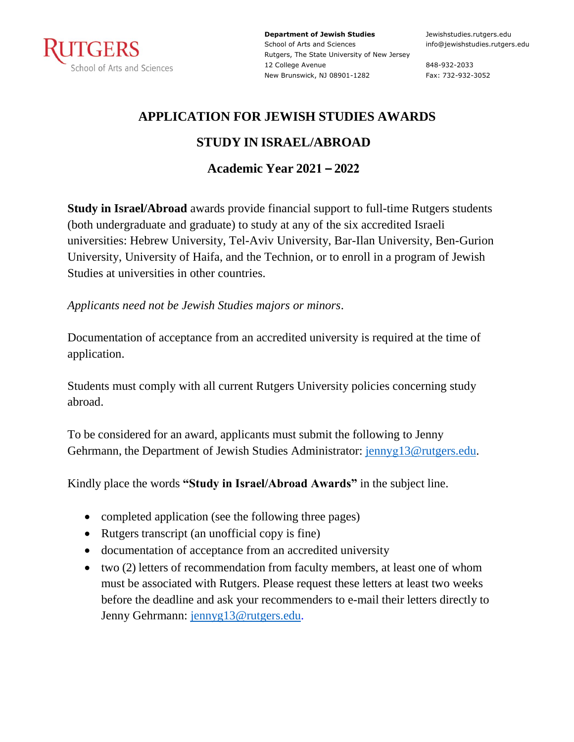RUTGERS
School of Arts and Sciences

**Department of Jewish Studies**
School of Arts and Sciences
Rutgers, The State University of New Jersey
12 College Avenue
New Brunswick, NJ 08901-1282

Jewishstudies.rutgers.edu
info@jewishstudies.rutgers.edu

848-932-2033
Fax: 732-932-3052

# APPLICATION FOR JEWISH STUDIES AWARDS

## STUDY IN ISRAEL/ABROAD

## Academic Year 2021 – 2022

**Study in Israel/Abroad** awards provide financial support to full-time Rutgers students (both undergraduate and graduate) to study at any of the six accredited Israeli universities: Hebrew University, Tel-Aviv University, Bar-Ilan University, Ben-Gurion University, University of Haifa, and the Technion, or to enroll in a program of Jewish Studies at universities in other countries.

*Applicants need not be Jewish Studies majors or minors*.

Documentation of acceptance from an accredited university is required at the time of application.

Students must comply with all current Rutgers University policies concerning study abroad.

To be considered for an award, applicants must submit the following to Jenny Gehrmann, the Department of Jewish Studies Administrator: jennyg13@rutgers.edu.

Kindly place the words **"Study in Israel/Abroad Awards"** in the subject line.

- completed application (see the following three pages)
- Rutgers transcript (an unofficial copy is fine)
- documentation of acceptance from an accredited university
- two (2) letters of recommendation from faculty members, at least one of whom must be associated with Rutgers. Please request these letters at least two weeks before the deadline and ask your recommenders to e-mail their letters directly to Jenny Gehrmann: jennyg13@rutgers.edu.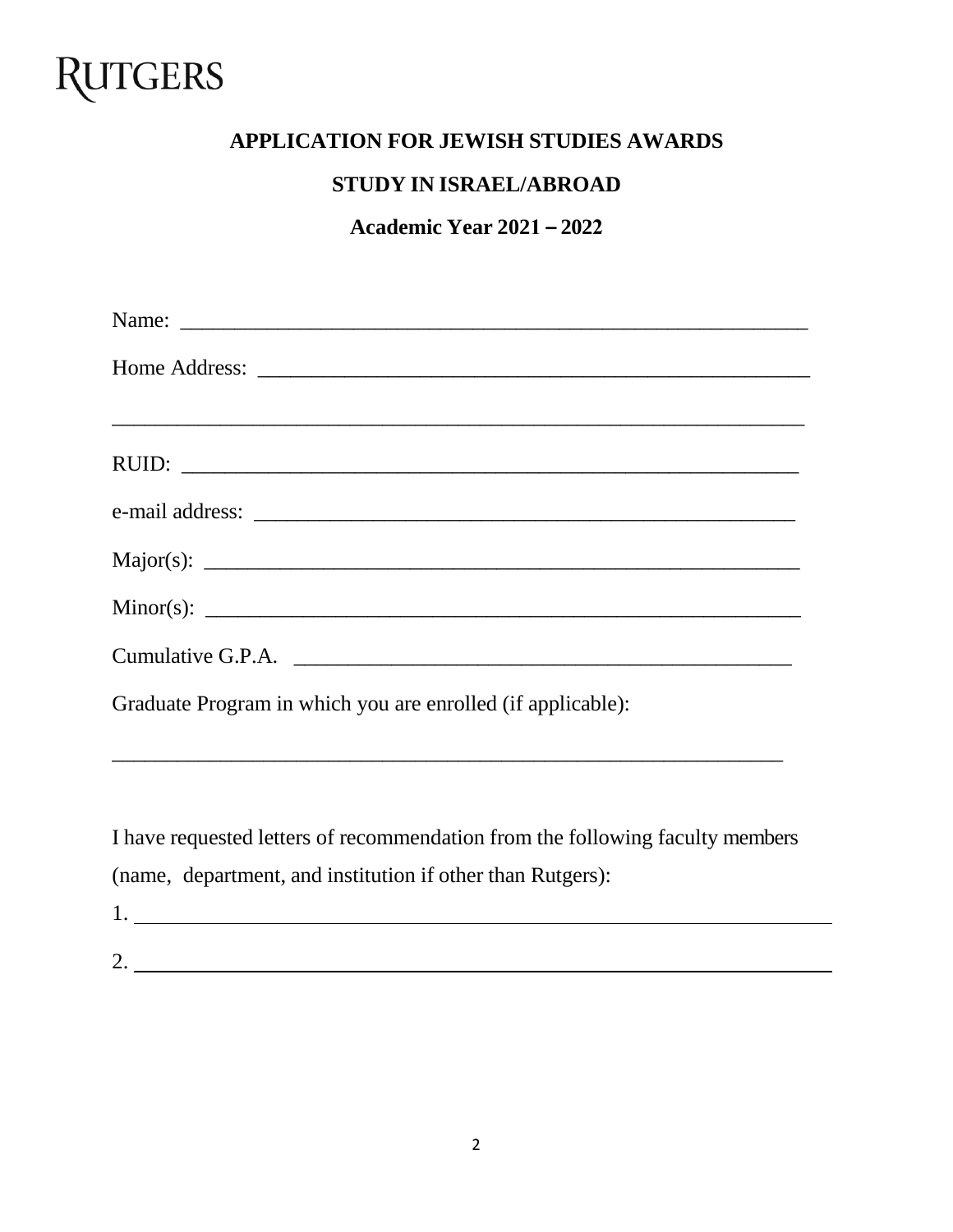RUTGERS

**APPLICATION FOR JEWISH STUDIES AWARDS**

**STUDY IN ISRAEL/ABROAD**

**Academic Year 2021 – 2022**

Name: ___________________________________________________________

Home Address: ____________________________________________________

_________________________________________________________________

RUID: ___________________________________________________________

e-mail address: ___________________________________________________

Major(s): _________________________________________________________

Minor(s): _________________________________________________________

Cumulative G.P.A. _________________________________________________

Graduate Program in which you are enrolled (if applicable):

_________________________________________________________________

I have requested letters of recommendation from the following faculty members (name, department, and institution if other than Rutgers):

1. _______________________________________________________________

2. _______________________________________________________________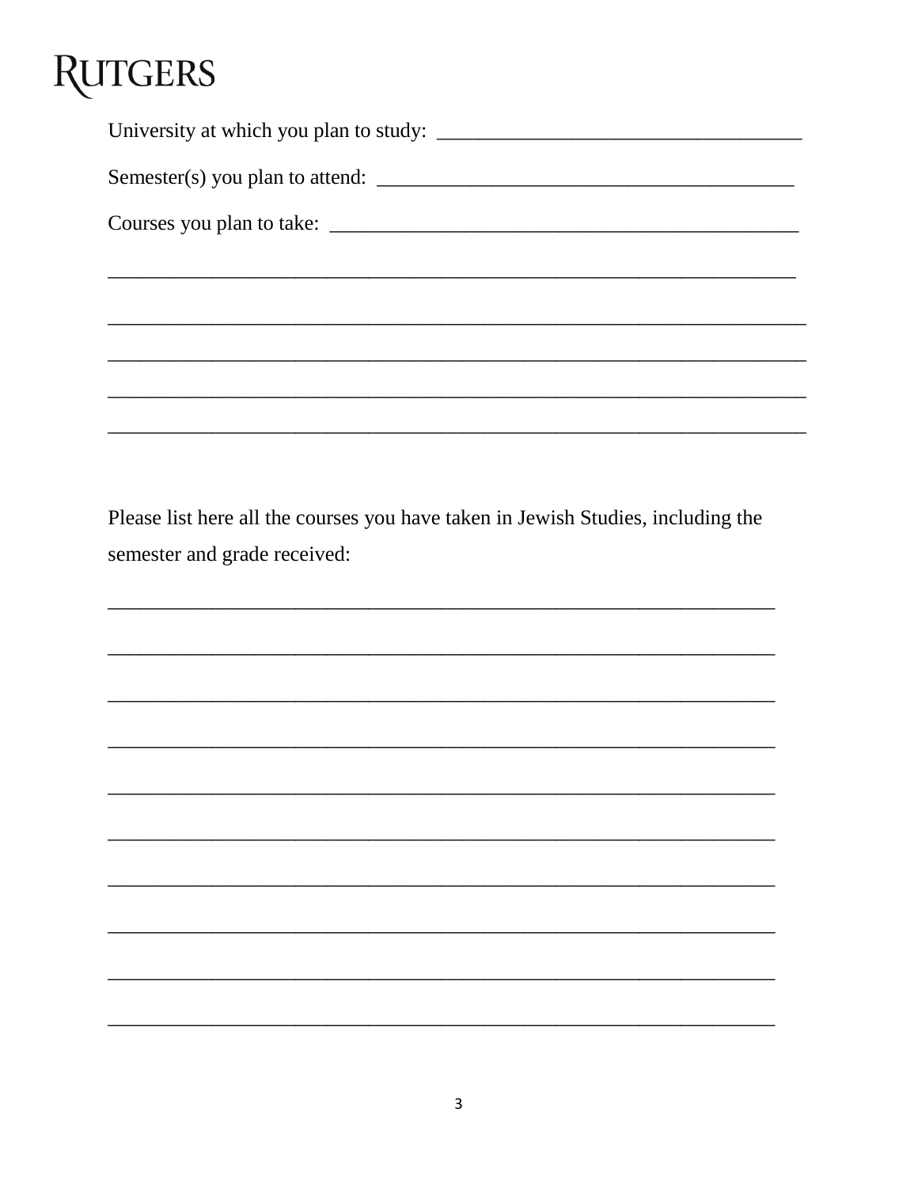RUTGERS

University at which you plan to study: ___________________________________

Semester(s) you plan to attend: ________________________________________

Courses you plan to take: _____________________________________________

_____________________________________________________________________

_____________________________________________________________________

_____________________________________________________________________

_____________________________________________________________________

_____________________________________________________________________

Please list here all the courses you have taken in Jewish Studies, including the semester and grade received:

_____________________________________________________________________

_____________________________________________________________________

_____________________________________________________________________

_____________________________________________________________________

_____________________________________________________________________

_____________________________________________________________________

_____________________________________________________________________

_____________________________________________________________________

_____________________________________________________________________

_____________________________________________________________________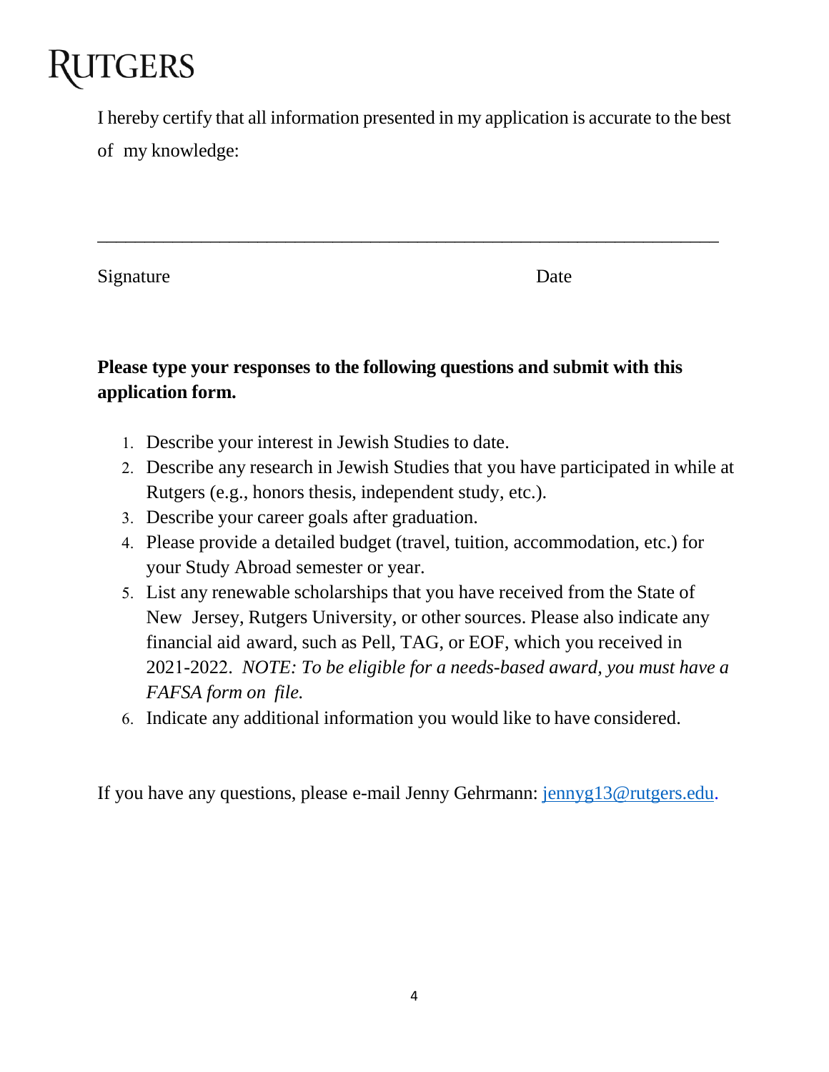RUTGERS

I hereby certify that all information presented in my application is accurate to the best of my knowledge:

_______________________________________________________________

Signature Date

**Please type your responses to the following questions and submit with this application form.**

1. Describe your interest in Jewish Studies to date.
2. Describe any research in Jewish Studies that you have participated in while at Rutgers (e.g., honors thesis, independent study, etc.).
3. Describe your career goals after graduation.
4. Please provide a detailed budget (travel, tuition, accommodation, etc.) for your Study Abroad semester or year.
5. List any renewable scholarships that you have received from the State of New Jersey, Rutgers University, or other sources. Please also indicate any financial aid award, such as Pell, TAG, or EOF, which you received in 2021-2022. *NOTE: To be eligible for a needs-based award, you must have a FAFSA form on file.*
6. Indicate any additional information you would like to have considered.

If you have any questions, please e-mail Jenny Gehrmann: jennyg13@rutgers.edu.